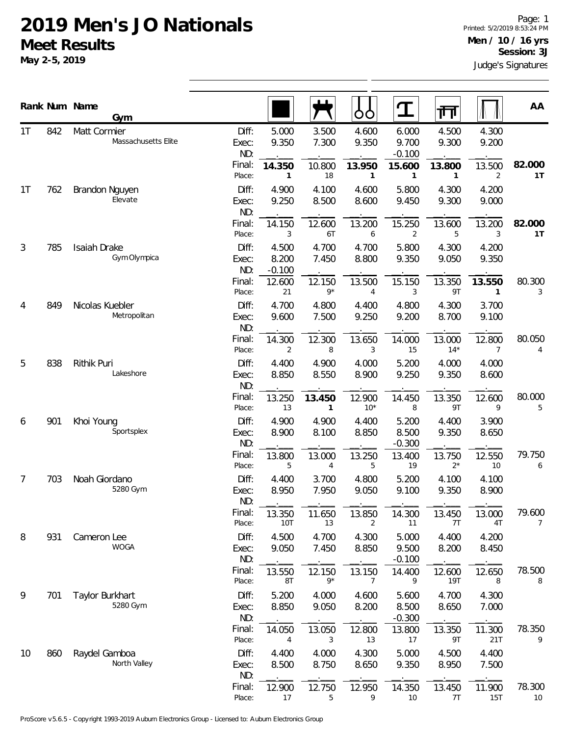# 2019 Men's JO Nationals

## Meet Results

**May 2-5, 2019**

**Men / 10 / 16 yrs**
**Session: 3J**

Judge's Signatures

| Rank | Num | Name / Gym | | Floor | Pommel Horse | Rings | Vault | Parallel Bars | High Bar | AA |
|---|---|---|---|---|---|---|---|---|---|---|
| 1T | 842 | Matt Cormier<br>Massachusetts Elite | Diff: | 5.000 | 3.500 | 4.600 | 6.000 | 4.500 | 4.300 | |
| | | | Exec: | 9.350 | 7.300 | 9.350 | 9.700 | 9.300 | 9.200 | |
| | | | ND: | . | . | . | -0.100 | . | . | |
| | | | Final: | **14.350** | 10.800 | **13.950** | **15.600** | **13.800** | 13.500 | **82.000** |
| | | | Place: | 1 | 18 | 1 | 1 | 1 | 2 | 1T |
| 1T | 762 | Brandon Nguyen<br>Elevate | Diff: | 4.900 | 4.100 | 4.600 | 5.800 | 4.300 | 4.200 | |
| | | | Exec: | 9.250 | 8.500 | 8.600 | 9.450 | 9.300 | 9.000 | |
| | | | ND: | . | . | . | . | . | . | |
| | | | Final: | 14.150 | 12.600 | 13.200 | 15.250 | 13.600 | 13.200 | **82.000** |
| | | | Place: | 3 | 6T | 6 | 2 | 5 | 3 | 1T |
| 3 | 785 | Isaiah Drake<br>Gym Olympica | Diff: | 4.500 | 4.700 | 4.700 | 5.800 | 4.300 | 4.200 | |
| | | | Exec: | 8.200 | 7.450 | 8.800 | 9.350 | 9.050 | 9.350 | |
| | | | ND: | -0.100 | . | . | . | . | . | |
| | | | Final: | 12.600 | 12.150 | 13.500 | 15.150 | 13.350 | **13.550** | 80.300 |
| | | | Place: | 21 | 9* | 4 | 3 | 9T | 1 | 3 |
| 4 | 849 | Nicolas Kuebler<br>Metropolitan | Diff: | 4.700 | 4.800 | 4.400 | 4.800 | 4.300 | 3.700 | |
| | | | Exec: | 9.600 | 7.500 | 9.250 | 9.200 | 8.700 | 9.100 | |
| | | | ND: | . | . | . | . | . | . | |
| | | | Final: | 14.300 | 12.300 | 13.650 | 14.000 | 13.000 | 12.800 | 80.050 |
| | | | Place: | 2 | 8 | 3 | 15 | 14* | 7 | 4 |
| 5 | 838 | Rithik Puri<br>Lakeshore | Diff: | 4.400 | 4.900 | 4.000 | 5.200 | 4.000 | 4.000 | |
| | | | Exec: | 8.850 | 8.550 | 8.900 | 9.250 | 9.350 | 8.600 | |
| | | | ND: | . | . | . | . | . | . | |
| | | | Final: | 13.250 | **13.450** | 12.900 | 14.450 | 13.350 | 12.600 | 80.000 |
| | | | Place: | 13 | 1 | 10* | 8 | 9T | 9 | 5 |
| 6 | 901 | Khoi Young<br>Sportsplex | Diff: | 4.900 | 4.900 | 4.400 | 5.200 | 4.400 | 3.900 | |
| | | | Exec: | 8.900 | 8.100 | 8.850 | 8.500 | 9.350 | 8.650 | |
| | | | ND: | . | . | . | -0.300 | . | . | |
| | | | Final: | 13.800 | 13.000 | 13.250 | 13.400 | 13.750 | 12.550 | 79.750 |
| | | | Place: | 5 | 4 | 5 | 19 | 2* | 10 | 6 |
| 7 | 703 | Noah Giordano<br>5280 Gym | Diff: | 4.400 | 3.700 | 4.800 | 5.200 | 4.100 | 4.100 | |
| | | | Exec: | 8.950 | 7.950 | 9.050 | 9.100 | 9.350 | 8.900 | |
| | | | ND: | . | . | . | . | . | . | |
| | | | Final: | 13.350 | 11.650 | 13.850 | 14.300 | 13.450 | 13.000 | 79.600 |
| | | | Place: | 10T | 13 | 2 | 11 | 7T | 4T | 7 |
| 8 | 931 | Cameron Lee<br>WOGA | Diff: | 4.500 | 4.700 | 4.300 | 5.000 | 4.400 | 4.200 | |
| | | | Exec: | 9.050 | 7.450 | 8.850 | 9.500 | 8.200 | 8.450 | |
| | | | ND: | . | . | . | -0.100 | . | . | |
| | | | Final: | 13.550 | 12.150 | 13.150 | 14.400 | 12.600 | 12.650 | 78.500 |
| | | | Place: | 8T | 9* | 7 | 9 | 19T | 8 | 8 |
| 9 | 701 | Taylor Burkhart<br>5280 Gym | Diff: | 5.200 | 4.000 | 4.600 | 5.600 | 4.700 | 4.300 | |
| | | | Exec: | 8.850 | 9.050 | 8.200 | 8.500 | 8.650 | 7.000 | |
| | | | ND: | . | . | . | -0.300 | . | . | |
| | | | Final: | 14.050 | 13.050 | 12.800 | 13.800 | 13.350 | 11.300 | 78.350 |
| | | | Place: | 4 | 3 | 13 | 17 | 9T | 21T | 9 |
| 10 | 860 | Raydel Gamboa<br>North Valley | Diff: | 4.400 | 4.000 | 4.300 | 5.000 | 4.500 | 4.400 | |
| | | | Exec: | 8.500 | 8.750 | 8.650 | 9.350 | 8.950 | 7.500 | |
| | | | ND: | . | . | . | . | . | . | |
| | | | Final: | 12.900 | 12.750 | 12.950 | 14.350 | 13.450 | 11.900 | 78.300 |
| | | | Place: | 17 | 5 | 9 | 10 | 7T | 15T | 10 |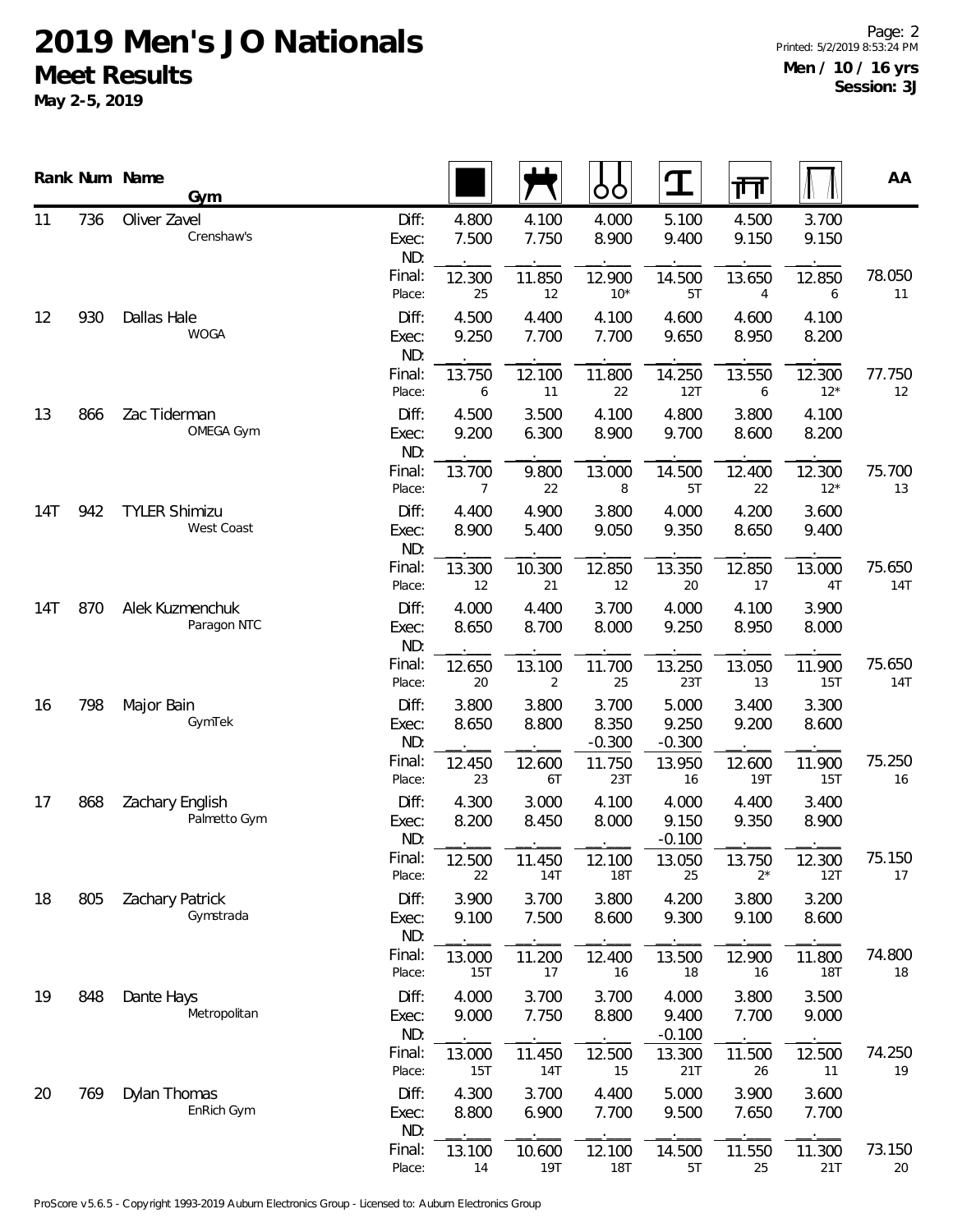# 2019 Men's JO Nationals

## Meet Results

**May 2-5, 2019**

Page: 2
Printed: 5/2/2019 8:53:24 PM
**Men / 10 / 16 yrs**
**Session: 3J**

| Rank | Num | Name / Gym | | Floor | Pommel Horse | Rings | Vault | Parallel Bars | High Bar | AA |
|---|---|---|---|---|---|---|---|---|---|---|
| 11 | 736 | Oliver Zavel<br>Crenshaw's | Diff: | 4.800 | 4.100 | 4.000 | 5.100 | 4.500 | 3.700 | |
| | | | Exec: | 7.500 | 7.750 | 8.900 | 9.400 | 9.150 | 9.150 | |
| | | | ND: | | | | | | | |
| | | | Final: | 12.300 | 11.850 | 12.900 | 14.500 | 13.650 | 12.850 | 78.050 |
| | | | Place: | 25 | 12 | 10* | 5T | 4 | 6 | 11 |
| 12 | 930 | Dallas Hale<br>WOGA | Diff: | 4.500 | 4.400 | 4.100 | 4.600 | 4.600 | 4.100 | |
| | | | Exec: | 9.250 | 7.700 | 7.700 | 9.650 | 8.950 | 8.200 | |
| | | | ND: | | | | | | | |
| | | | Final: | 13.750 | 12.100 | 11.800 | 14.250 | 13.550 | 12.300 | 77.750 |
| | | | Place: | 6 | 11 | 22 | 12T | 6 | 12* | 12 |
| 13 | 866 | Zac Tiderman<br>OMEGA Gym | Diff: | 4.500 | 3.500 | 4.100 | 4.800 | 3.800 | 4.100 | |
| | | | Exec: | 9.200 | 6.300 | 8.900 | 9.700 | 8.600 | 8.200 | |
| | | | ND: | | | | | | | |
| | | | Final: | 13.700 | 9.800 | 13.000 | 14.500 | 12.400 | 12.300 | 75.700 |
| | | | Place: | 7 | 22 | 8 | 5T | 22 | 12* | 13 |
| 14T | 942 | TYLER Shimizu<br>West Coast | Diff: | 4.400 | 4.900 | 3.800 | 4.000 | 4.200 | 3.600 | |
| | | | Exec: | 8.900 | 5.400 | 9.050 | 9.350 | 8.650 | 9.400 | |
| | | | ND: | | | | | | | |
| | | | Final: | 13.300 | 10.300 | 12.850 | 13.350 | 12.850 | 13.000 | 75.650 |
| | | | Place: | 12 | 21 | 12 | 20 | 17 | 4T | 14T |
| 14T | 870 | Alek Kuzmenchuk<br>Paragon NTC | Diff: | 4.000 | 4.400 | 3.700 | 4.000 | 4.100 | 3.900 | |
| | | | Exec: | 8.650 | 8.700 | 8.000 | 9.250 | 8.950 | 8.000 | |
| | | | ND: | | | | | | | |
| | | | Final: | 12.650 | 13.100 | 11.700 | 13.250 | 13.050 | 11.900 | 75.650 |
| | | | Place: | 20 | 2 | 25 | 23T | 13 | 15T | 14T |
| 16 | 798 | Major Bain<br>GymTek | Diff: | 3.800 | 3.800 | 3.700 | 5.000 | 3.400 | 3.300 | |
| | | | Exec: | 8.650 | 8.800 | 8.350 | 9.250 | 9.200 | 8.600 | |
| | | | ND: | | | -0.300 | -0.300 | | | |
| | | | Final: | 12.450 | 12.600 | 11.750 | 13.950 | 12.600 | 11.900 | 75.250 |
| | | | Place: | 23 | 6T | 23T | 16 | 19T | 15T | 16 |
| 17 | 868 | Zachary English<br>Palmetto Gym | Diff: | 4.300 | 3.000 | 4.100 | 4.000 | 4.400 | 3.400 | |
| | | | Exec: | 8.200 | 8.450 | 8.000 | 9.150 | 9.350 | 8.900 | |
| | | | ND: | | | | -0.100 | | | |
| | | | Final: | 12.500 | 11.450 | 12.100 | 13.050 | 13.750 | 12.300 | 75.150 |
| | | | Place: | 22 | 14T | 18T | 25 | 2* | 12T | 17 |
| 18 | 805 | Zachary Patrick<br>Gymstrada | Diff: | 3.900 | 3.700 | 3.800 | 4.200 | 3.800 | 3.200 | |
| | | | Exec: | 9.100 | 7.500 | 8.600 | 9.300 | 9.100 | 8.600 | |
| | | | ND: | | | | | | | |
| | | | Final: | 13.000 | 11.200 | 12.400 | 13.500 | 12.900 | 11.800 | 74.800 |
| | | | Place: | 15T | 17 | 16 | 18 | 16 | 18T | 18 |
| 19 | 848 | Dante Hays<br>Metropolitan | Diff: | 4.000 | 3.700 | 3.700 | 4.000 | 3.800 | 3.500 | |
| | | | Exec: | 9.000 | 7.750 | 8.800 | 9.400 | 7.700 | 9.000 | |
| | | | ND: | | | | -0.100 | | | |
| | | | Final: | 13.000 | 11.450 | 12.500 | 13.300 | 11.500 | 12.500 | 74.250 |
| | | | Place: | 15T | 14T | 15 | 21T | 26 | 11 | 19 |
| 20 | 769 | Dylan Thomas<br>EnRich Gym | Diff: | 4.300 | 3.700 | 4.400 | 5.000 | 3.900 | 3.600 | |
| | | | Exec: | 8.800 | 6.900 | 7.700 | 9.500 | 7.650 | 7.700 | |
| | | | ND: | | | | | | | |
| | | | Final: | 13.100 | 10.600 | 12.100 | 14.500 | 11.550 | 11.300 | 73.150 |
| | | | Place: | 14 | 19T | 18T | 5T | 25 | 21T | 20 |

ProScore v5.6.5 - Copyright 1993-2019 Auburn Electronics Group - Licensed to: Auburn Electronics Group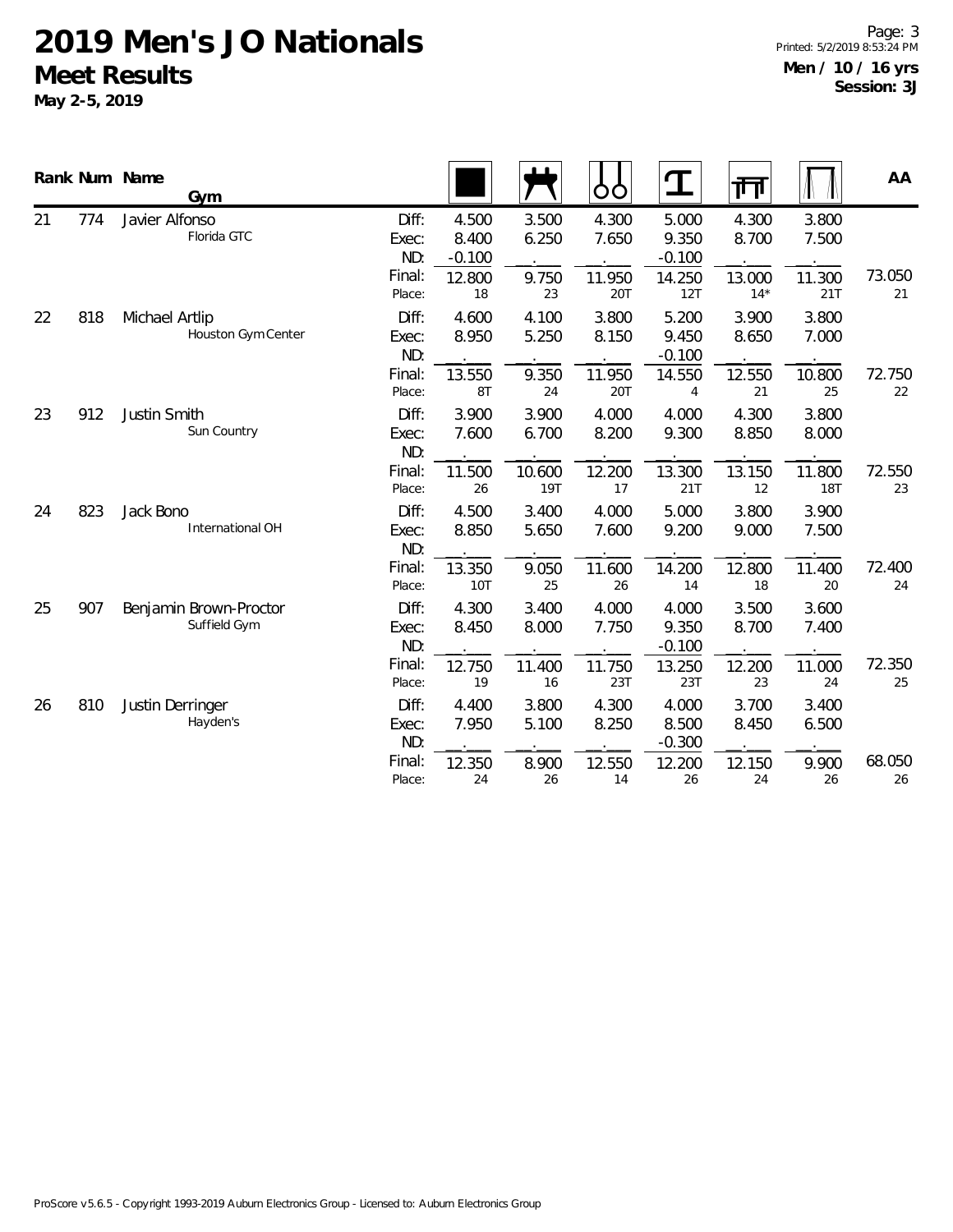# 2019 Men's JO Nationals

## Meet Results

**May 2-5, 2019**

**Men / 10 / 16 yrs**
**Session: 3J**

| Rank | Num | Name / Gym | | Floor | Pommel Horse | Rings | Vault | Parallel Bars | High Bar | AA |
|---|---|---|---|---|---|---|---|---|---|---|
| 21 | 774 | Javier Alfonso | Diff: | 4.500 | 3.500 | 4.300 | 5.000 | 4.300 | 3.800 | |
| | | Florida GTC | Exec: | 8.400 | 6.250 | 7.650 | 9.350 | 8.700 | 7.500 | |
| | | | ND: | -0.100 | . | . | -0.100 | . | . | |
| | | | Final: | 12.800 | 9.750 | 11.950 | 14.250 | 13.000 | 11.300 | 73.050 |
| | | | Place: | 18 | 23 | 20T | 12T | 14* | 21T | 21 |
| 22 | 818 | Michael Artlip | Diff: | 4.600 | 4.100 | 3.800 | 5.200 | 3.900 | 3.800 | |
| | | Houston Gym Center | Exec: | 8.950 | 5.250 | 8.150 | 9.450 | 8.650 | 7.000 | |
| | | | ND: | . | . | . | -0.100 | . | . | |
| | | | Final: | 13.550 | 9.350 | 11.950 | 14.550 | 12.550 | 10.800 | 72.750 |
| | | | Place: | 8T | 24 | 20T | 4 | 21 | 25 | 22 |
| 23 | 912 | Justin Smith | Diff: | 3.900 | 3.900 | 4.000 | 4.000 | 4.300 | 3.800 | |
| | | Sun Country | Exec: | 7.600 | 6.700 | 8.200 | 9.300 | 8.850 | 8.000 | |
| | | | ND: | . | . | . | . | . | . | |
| | | | Final: | 11.500 | 10.600 | 12.200 | 13.300 | 13.150 | 11.800 | 72.550 |
| | | | Place: | 26 | 19T | 17 | 21T | 12 | 18T | 23 |
| 24 | 823 | Jack Bono | Diff: | 4.500 | 3.400 | 4.000 | 5.000 | 3.800 | 3.900 | |
| | | International OH | Exec: | 8.850 | 5.650 | 7.600 | 9.200 | 9.000 | 7.500 | |
| | | | ND: | . | . | . | . | . | . | |
| | | | Final: | 13.350 | 9.050 | 11.600 | 14.200 | 12.800 | 11.400 | 72.400 |
| | | | Place: | 10T | 25 | 26 | 14 | 18 | 20 | 24 |
| 25 | 907 | Benjamin Brown-Proctor | Diff: | 4.300 | 3.400 | 4.000 | 4.000 | 3.500 | 3.600 | |
| | | Suffield Gym | Exec: | 8.450 | 8.000 | 7.750 | 9.350 | 8.700 | 7.400 | |
| | | | ND: | . | . | . | -0.100 | . | . | |
| | | | Final: | 12.750 | 11.400 | 11.750 | 13.250 | 12.200 | 11.000 | 72.350 |
| | | | Place: | 19 | 16 | 23T | 23T | 23 | 24 | 25 |
| 26 | 810 | Justin Derringer | Diff: | 4.400 | 3.800 | 4.300 | 4.000 | 3.700 | 3.400 | |
| | | Hayden's | Exec: | 7.950 | 5.100 | 8.250 | 8.500 | 8.450 | 6.500 | |
| | | | ND: | . | . | . | -0.300 | . | . | |
| | | | Final: | 12.350 | 8.900 | 12.550 | 12.200 | 12.150 | 9.900 | 68.050 |
| | | | Place: | 24 | 26 | 14 | 26 | 24 | 26 | 26 |

ProScore v5.6.5 - Copyright 1993-2019 Auburn Electronics Group - Licensed to: Auburn Electronics Group